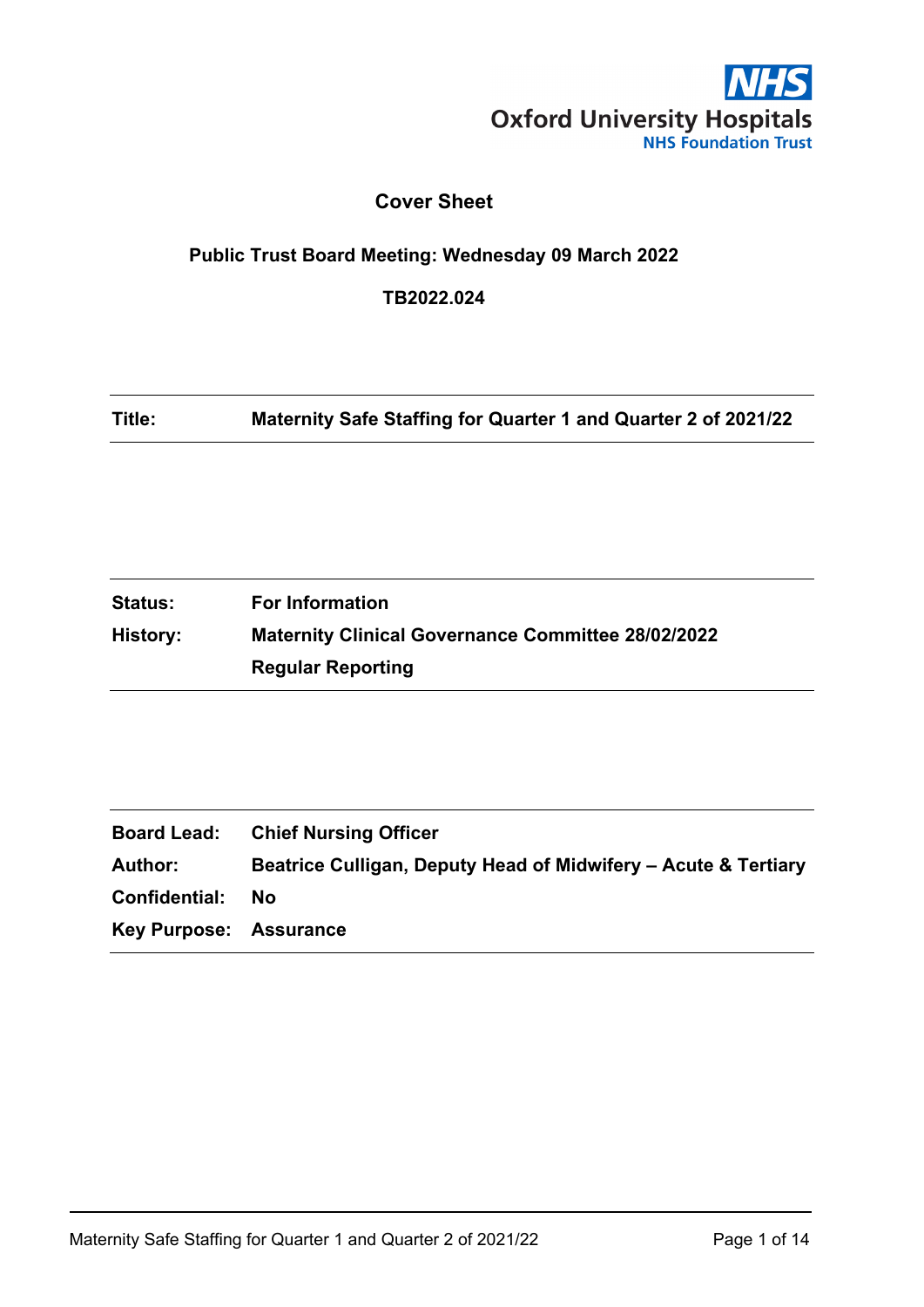Oxford University Hospitals
NHS Foundation Trust

## Cover Sheet

**Public Trust Board Meeting: Wednesday 09 March 2022**

**TB2022.024**

| | |
|---|---|
| **Title:** | **Maternity Safe Staffing for Quarter 1 and Quarter 2 of 2021/22** |

| | |
|---|---|
| **Status:** | **For Information** |
| **History:** | **Maternity Clinical Governance Committee 28/02/2022** |
| | **Regular Reporting** |

| | |
|---|---|
| **Board Lead:** | **Chief Nursing Officer** |
| **Author:** | **Beatrice Culligan, Deputy Head of Midwifery – Acute & Tertiary** |
| **Confidential:** | **No** |
| **Key Purpose:** | **Assurance** |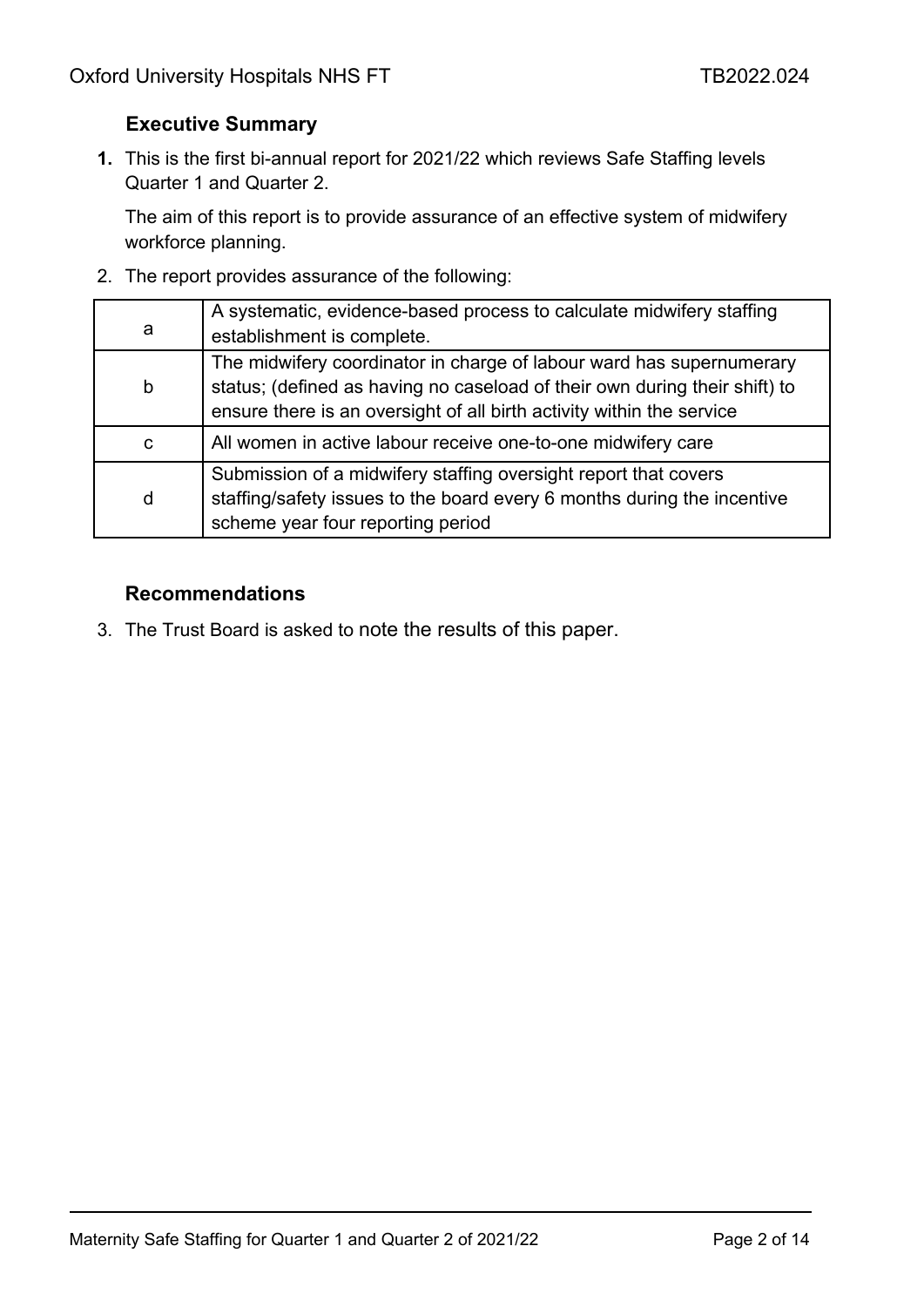## Executive Summary

1. This is the first bi-annual report for 2021/22 which reviews Safe Staffing levels Quarter 1 and Quarter 2.

   The aim of this report is to provide assurance of an effective system of midwifery workforce planning.

2. The report provides assurance of the following:

| | |
|---|---|
| a | A systematic, evidence-based process to calculate midwifery staffing establishment is complete. |
| b | The midwifery coordinator in charge of labour ward has supernumerary status; (defined as having no caseload of their own during their shift) to ensure there is an oversight of all birth activity within the service |
| c | All women in active labour receive one-to-one midwifery care |
| d | Submission of a midwifery staffing oversight report that covers staffing/safety issues to the board every 6 months during the incentive scheme year four reporting period |

## Recommendations

3. The Trust Board is asked to note the results of this paper.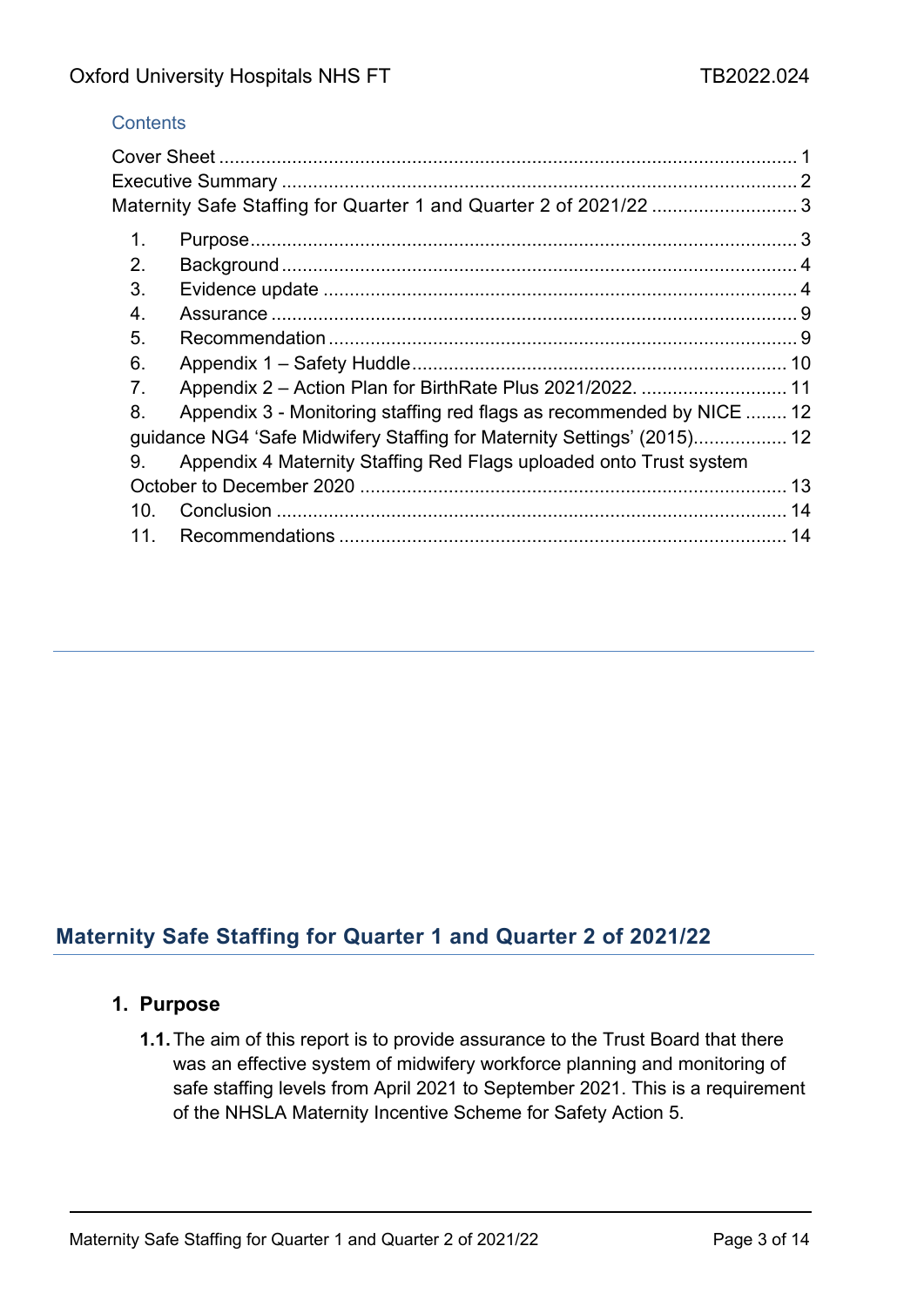Contents

Cover Sheet ........................................................................................................ 1
Executive Summary ............................................................................................ 2
Maternity Safe Staffing for Quarter 1 and Quarter 2 of 2021/22 ........................... 3

1. Purpose ........................................................................................................ 3
2. Background .................................................................................................. 4
3. Evidence update .......................................................................................... 4
4. Assurance .................................................................................................... 9
5. Recommendation ......................................................................................... 9
6. Appendix 1 – Safety Huddle ....................................................................... 10
7. Appendix 2 – Action Plan for BirthRate Plus 2021/2022. ............................ 11
8. Appendix 3 - Monitoring staffing red flags as recommended by NICE ........ 12
guidance NG4 'Safe Midwifery Staffing for Maternity Settings' (2015).................. 12
9. Appendix 4 Maternity Staffing Red Flags uploaded onto Trust system October to December 2020 ................................................................................. 13
10. Conclusion ................................................................................................. 14
11. Recommendations ..................................................................................... 14

## Maternity Safe Staffing for Quarter 1 and Quarter 2 of 2021/22

### 1. Purpose

**1.1.** The aim of this report is to provide assurance to the Trust Board that there was an effective system of midwifery workforce planning and monitoring of safe staffing levels from April 2021 to September 2021. This is a requirement of the NHSLA Maternity Incentive Scheme for Safety Action 5.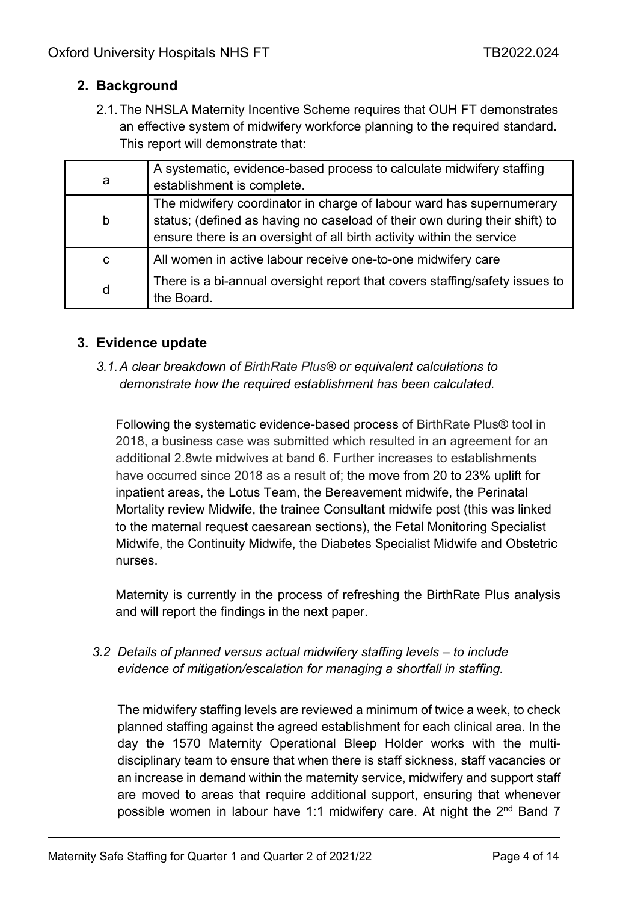## 2. Background

2.1. The NHSLA Maternity Incentive Scheme requires that OUH FT demonstrates an effective system of midwifery workforce planning to the required standard. This report will demonstrate that:

| | |
|---|---|
| a | A systematic, evidence-based process to calculate midwifery staffing establishment is complete. |
| b | The midwifery coordinator in charge of labour ward has supernumerary status; (defined as having no caseload of their own during their shift) to ensure there is an oversight of all birth activity within the service |
| c | All women in active labour receive one-to-one midwifery care |
| d | There is a bi-annual oversight report that covers staffing/safety issues to the Board. |

## 3. Evidence update

*3.1. A clear breakdown of BirthRate Plus® or equivalent calculations to demonstrate how the required establishment has been calculated.*

Following the systematic evidence-based process of BirthRate Plus® tool in 2018, a business case was submitted which resulted in an agreement for an additional 2.8wte midwives at band 6. Further increases to establishments have occurred since 2018 as a result of; the move from 20 to 23% uplift for inpatient areas, the Lotus Team, the Bereavement midwife, the Perinatal Mortality review Midwife, the trainee Consultant midwife post (this was linked to the maternal request caesarean sections), the Fetal Monitoring Specialist Midwife, the Continuity Midwife, the Diabetes Specialist Midwife and Obstetric nurses.

Maternity is currently in the process of refreshing the BirthRate Plus analysis and will report the findings in the next paper.

*3.2 Details of planned versus actual midwifery staffing levels – to include evidence of mitigation/escalation for managing a shortfall in staffing.*

The midwifery staffing levels are reviewed a minimum of twice a week, to check planned staffing against the agreed establishment for each clinical area. In the day the 1570 Maternity Operational Bleep Holder works with the multi-disciplinary team to ensure that when there is staff sickness, staff vacancies or an increase in demand within the maternity service, midwifery and support staff are moved to areas that require additional support, ensuring that whenever possible women in labour have 1:1 midwifery care. At night the 2nd Band 7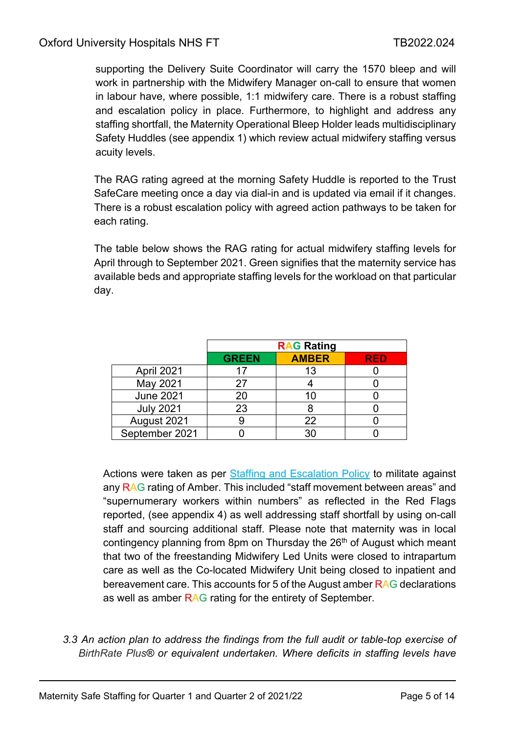supporting the Delivery Suite Coordinator will carry the 1570 bleep and will work in partnership with the Midwifery Manager on-call to ensure that women in labour have, where possible, 1:1 midwifery care. There is a robust staffing and escalation policy in place. Furthermore, to highlight and address any staffing shortfall, the Maternity Operational Bleep Holder leads multidisciplinary Safety Huddles (see appendix 1) which review actual midwifery staffing versus acuity levels.

The RAG rating agreed at the morning Safety Huddle is reported to the Trust SafeCare meeting once a day via dial-in and is updated via email if it changes. There is a robust escalation policy with agreed action pathways to be taken for each rating.

The table below shows the RAG rating for actual midwifery staffing levels for April through to September 2021. Green signifies that the maternity service has available beds and appropriate staffing levels for the workload on that particular day.

| | RAG Rating | | |
|---|---|---|---|
| | **GREEN** | **AMBER** | **RED** |
| April 2021 | 17 | 13 | 0 |
| May 2021 | 27 | 4 | 0 |
| June 2021 | 20 | 10 | 0 |
| July 2021 | 23 | 8 | 0 |
| August 2021 | 9 | 22 | 0 |
| September 2021 | 0 | 30 | 0 |

Actions were taken as per Staffing and Escalation Policy to militate against any RAG rating of Amber. This included "staff movement between areas" and "supernumerary workers within numbers" as reflected in the Red Flags reported, (see appendix 4) as well addressing staff shortfall by using on-call staff and sourcing additional staff. Please note that maternity was in local contingency planning from 8pm on Thursday the 26th of August which meant that two of the freestanding Midwifery Led Units were closed to intrapartum care as well as the Co-located Midwifery Unit being closed to inpatient and bereavement care. This accounts for 5 of the August amber RAG declarations as well as amber RAG rating for the entirety of September.

*3.3 An action plan to address the findings from the full audit or table-top exercise of BirthRate Plus® or equivalent undertaken. Where deficits in staffing levels have*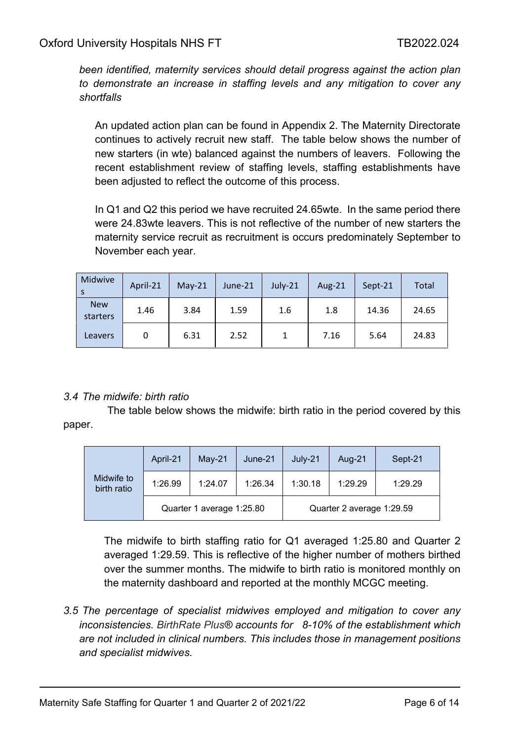*been identified, maternity services should detail progress against the action plan to demonstrate an increase in staffing levels and any mitigation to cover any shortfalls*

An updated action plan can be found in Appendix 2. The Maternity Directorate continues to actively recruit new staff. The table below shows the number of new starters (in wte) balanced against the numbers of leavers. Following the recent establishment review of staffing levels, staffing establishments have been adjusted to reflect the outcome of this process.

In Q1 and Q2 this period we have recruited 24.65wte. In the same period there were 24.83wte leavers. This is not reflective of the number of new starters the maternity service recruit as recruitment is occurs predominately September to November each year.

| Midwives | April-21 | May-21 | June-21 | July-21 | Aug-21 | Sept-21 | Total |
|---|---|---|---|---|---|---|---|
| New starters | 1.46 | 3.84 | 1.59 | 1.6 | 1.8 | 14.36 | 24.65 |
| Leavers | 0 | 6.31 | 2.52 | 1 | 7.16 | 5.64 | 24.83 |

*3.4 The midwife: birth ratio*

The table below shows the midwife: birth ratio in the period covered by this paper.

| | April-21 | May-21 | June-21 | July-21 | Aug-21 | Sept-21 |
|---|---|---|---|---|---|---|
| Midwife to birth ratio | 1:26.99 | 1:24.07 | 1:26.34 | 1:30.18 | 1:29.29 | 1:29.29 |
| | Quarter 1 average 1:25.80 | | | Quarter 2 average 1:29.59 | | |

The midwife to birth staffing ratio for Q1 averaged 1:25.80 and Quarter 2 averaged 1:29.59. This is reflective of the higher number of mothers birthed over the summer months. The midwife to birth ratio is monitored monthly on the maternity dashboard and reported at the monthly MCGC meeting.

*3.5 The percentage of specialist midwives employed and mitigation to cover any inconsistencies. BirthRate Plus® accounts for 8-10% of the establishment which are not included in clinical numbers. This includes those in management positions and specialist midwives.*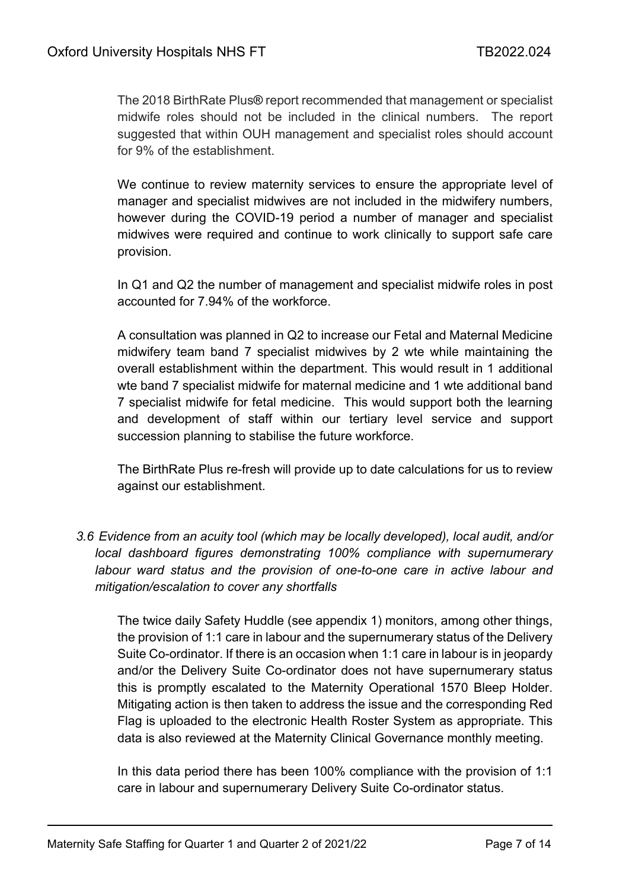The 2018 BirthRate Plus® report recommended that management or specialist midwife roles should not be included in the clinical numbers. The report suggested that within OUH management and specialist roles should account for 9% of the establishment.

We continue to review maternity services to ensure the appropriate level of manager and specialist midwives are not included in the midwifery numbers, however during the COVID-19 period a number of manager and specialist midwives were required and continue to work clinically to support safe care provision.

In Q1 and Q2 the number of management and specialist midwife roles in post accounted for 7.94% of the workforce.

A consultation was planned in Q2 to increase our Fetal and Maternal Medicine midwifery team band 7 specialist midwives by 2 wte while maintaining the overall establishment within the department. This would result in 1 additional wte band 7 specialist midwife for maternal medicine and 1 wte additional band 7 specialist midwife for fetal medicine. This would support both the learning and development of staff within our tertiary level service and support succession planning to stabilise the future workforce.

The BirthRate Plus re-fresh will provide up to date calculations for us to review against our establishment.

*3.6 Evidence from an acuity tool (which may be locally developed), local audit, and/or local dashboard figures demonstrating 100% compliance with supernumerary labour ward status and the provision of one-to-one care in active labour and mitigation/escalation to cover any shortfalls*

The twice daily Safety Huddle (see appendix 1) monitors, among other things, the provision of 1:1 care in labour and the supernumerary status of the Delivery Suite Co-ordinator. If there is an occasion when 1:1 care in labour is in jeopardy and/or the Delivery Suite Co-ordinator does not have supernumerary status this is promptly escalated to the Maternity Operational 1570 Bleep Holder. Mitigating action is then taken to address the issue and the corresponding Red Flag is uploaded to the electronic Health Roster System as appropriate. This data is also reviewed at the Maternity Clinical Governance monthly meeting.

In this data period there has been 100% compliance with the provision of 1:1 care in labour and supernumerary Delivery Suite Co-ordinator status.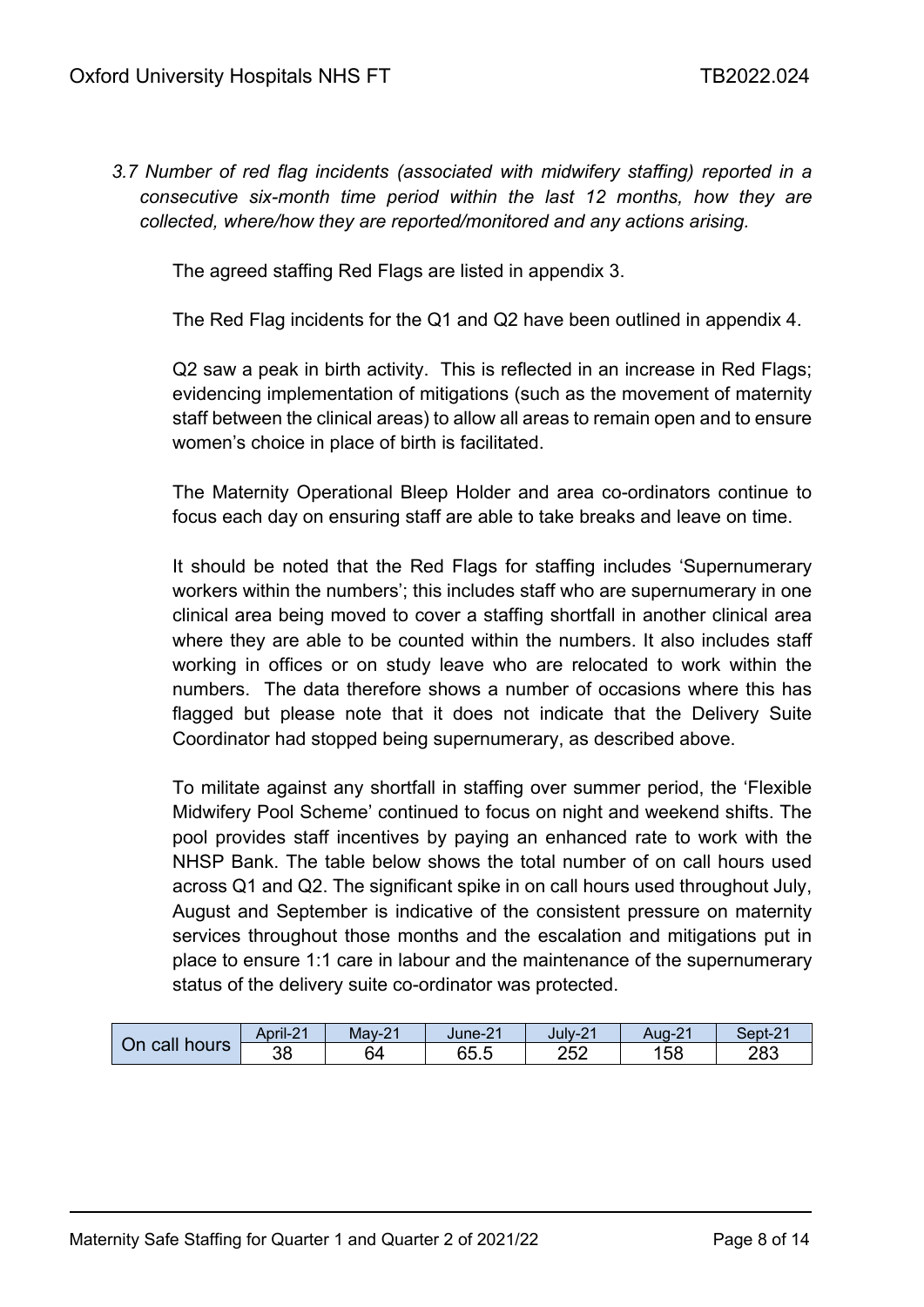*3.7 Number of red flag incidents (associated with midwifery staffing) reported in a consecutive six-month time period within the last 12 months, how they are collected, where/how they are reported/monitored and any actions arising.*

The agreed staffing Red Flags are listed in appendix 3.

The Red Flag incidents for the Q1 and Q2 have been outlined in appendix 4.

Q2 saw a peak in birth activity. This is reflected in an increase in Red Flags; evidencing implementation of mitigations (such as the movement of maternity staff between the clinical areas) to allow all areas to remain open and to ensure women's choice in place of birth is facilitated.

The Maternity Operational Bleep Holder and area co-ordinators continue to focus each day on ensuring staff are able to take breaks and leave on time.

It should be noted that the Red Flags for staffing includes 'Supernumerary workers within the numbers'; this includes staff who are supernumerary in one clinical area being moved to cover a staffing shortfall in another clinical area where they are able to be counted within the numbers. It also includes staff working in offices or on study leave who are relocated to work within the numbers. The data therefore shows a number of occasions where this has flagged but please note that it does not indicate that the Delivery Suite Coordinator had stopped being supernumerary, as described above.

To militate against any shortfall in staffing over summer period, the 'Flexible Midwifery Pool Scheme' continued to focus on night and weekend shifts. The pool provides staff incentives by paying an enhanced rate to work with the NHSP Bank. The table below shows the total number of on call hours used across Q1 and Q2. The significant spike in on call hours used throughout July, August and September is indicative of the consistent pressure on maternity services throughout those months and the escalation and mitigations put in place to ensure 1:1 care in labour and the maintenance of the supernumerary status of the delivery suite co-ordinator was protected.

| | April-21 | May-21 | June-21 | July-21 | Aug-21 | Sept-21 |
|---|---|---|---|---|---|---|
| On call hours | 38 | 64 | 65.5 | 252 | 158 | 283 |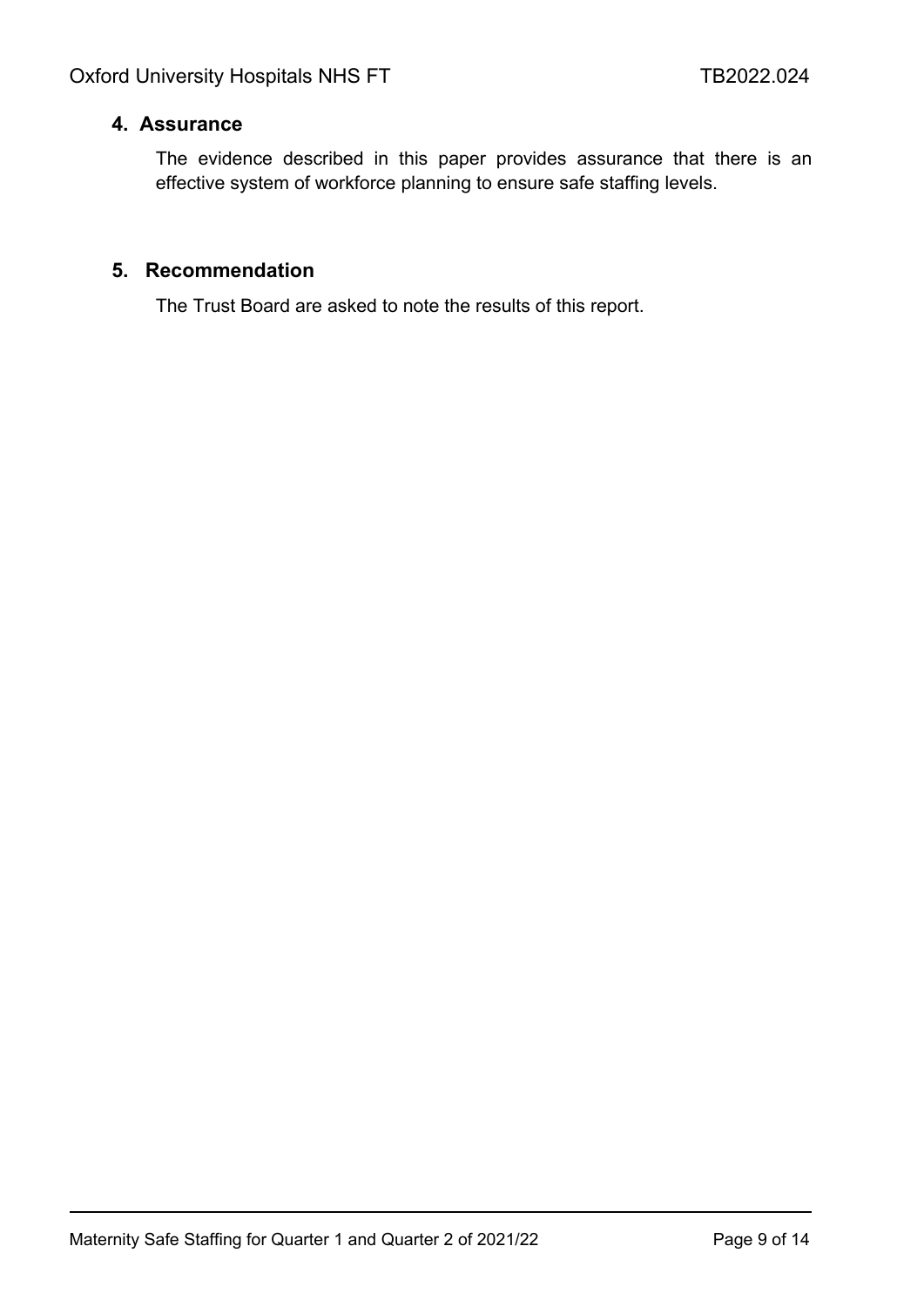## 4. Assurance

The evidence described in this paper provides assurance that there is an effective system of workforce planning to ensure safe staffing levels.

## 5. Recommendation

The Trust Board are asked to note the results of this report.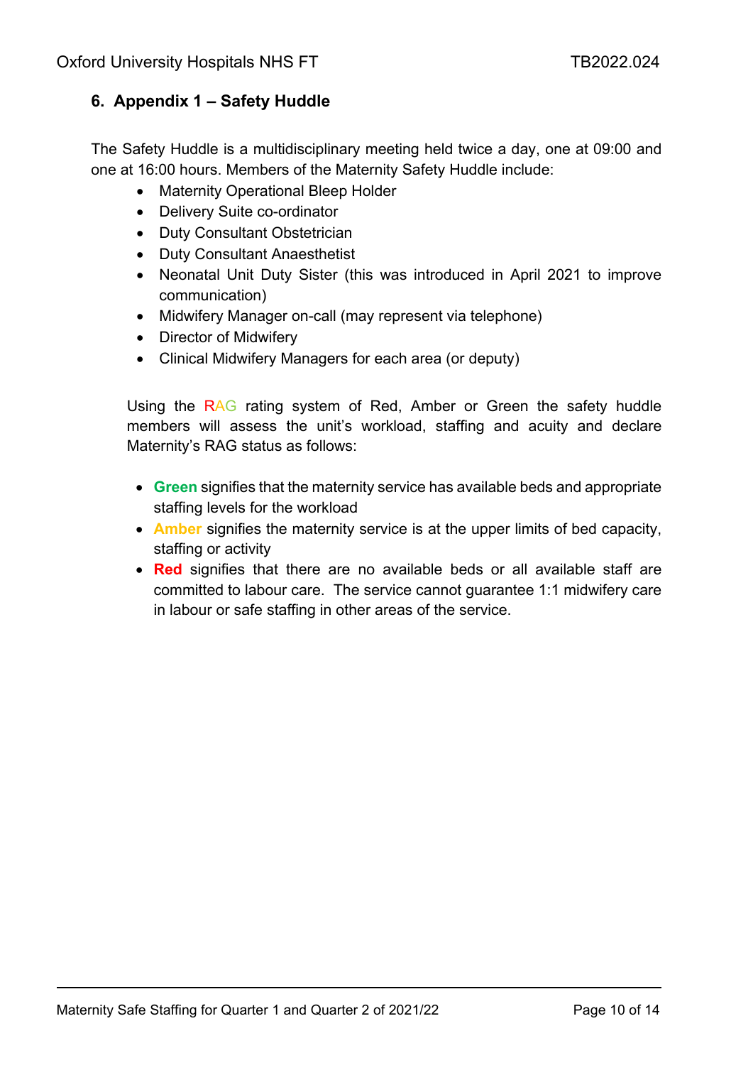## 6. Appendix 1 – Safety Huddle

The Safety Huddle is a multidisciplinary meeting held twice a day, one at 09:00 and one at 16:00 hours. Members of the Maternity Safety Huddle include:

- Maternity Operational Bleep Holder
- Delivery Suite co-ordinator
- Duty Consultant Obstetrician
- Duty Consultant Anaesthetist
- Neonatal Unit Duty Sister (this was introduced in April 2021 to improve communication)
- Midwifery Manager on-call (may represent via telephone)
- Director of Midwifery
- Clinical Midwifery Managers for each area (or deputy)

Using the RAG rating system of Red, Amber or Green the safety huddle members will assess the unit's workload, staffing and acuity and declare Maternity's RAG status as follows:

- **Green** signifies that the maternity service has available beds and appropriate staffing levels for the workload
- **Amber** signifies the maternity service is at the upper limits of bed capacity, staffing or activity
- **Red** signifies that there are no available beds or all available staff are committed to labour care. The service cannot guarantee 1:1 midwifery care in labour or safe staffing in other areas of the service.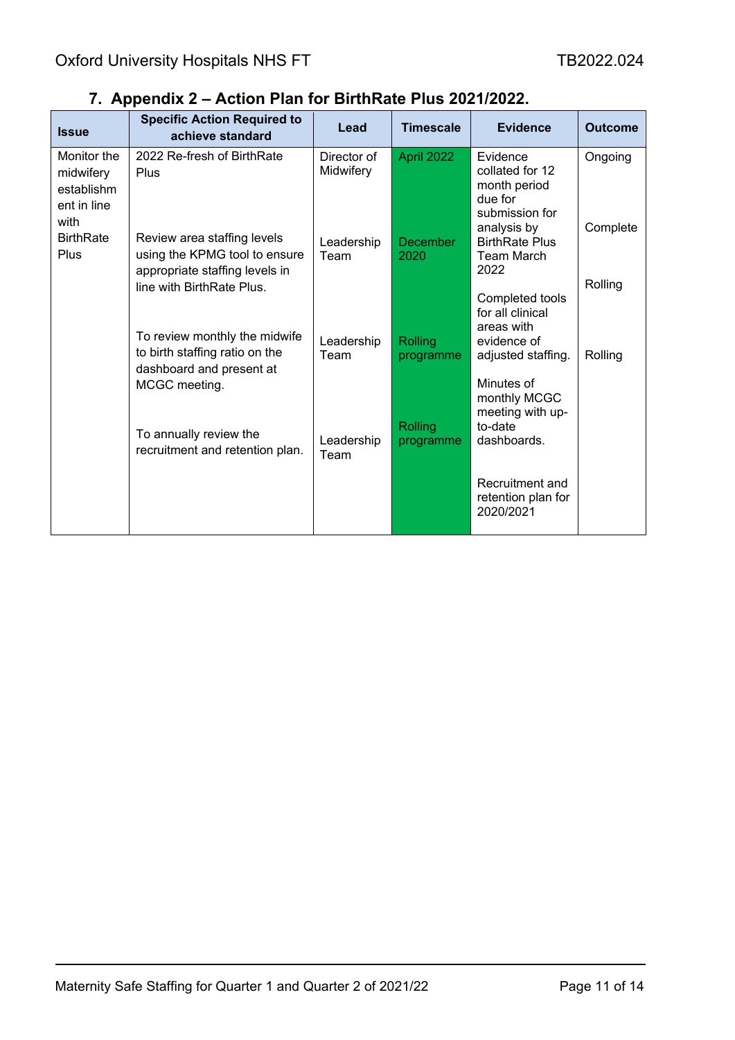## 7. Appendix 2 – Action Plan for BirthRate Plus 2021/2022.

| Issue | Specific Action Required to achieve standard | Lead | Timescale | Evidence | Outcome |
|---|---|---|---|---|---|
| Monitor the midwifery establishment in line with BirthRate Plus | 2022 Re-fresh of BirthRate Plus | Director of Midwifery | April 2022 | Evidence collated for 12 month period due for submission for analysis by BirthRate Plus Team March 2022 | Ongoing |
| | Review area staffing levels using the KPMG tool to ensure appropriate staffing levels in line with BirthRate Plus. | Leadership Team | December 2020 | Completed tools for all clinical areas with evidence of adjusted staffing. | Complete |
| | To review monthly the midwife to birth staffing ratio on the dashboard and present at MCGC meeting. | Leadership Team | Rolling programme | Minutes of monthly MCGC meeting with up-to-date dashboards. | Rolling |
| | To annually review the recruitment and retention plan. | Leadership Team | Rolling programme | Recruitment and retention plan for 2020/2021 | Rolling |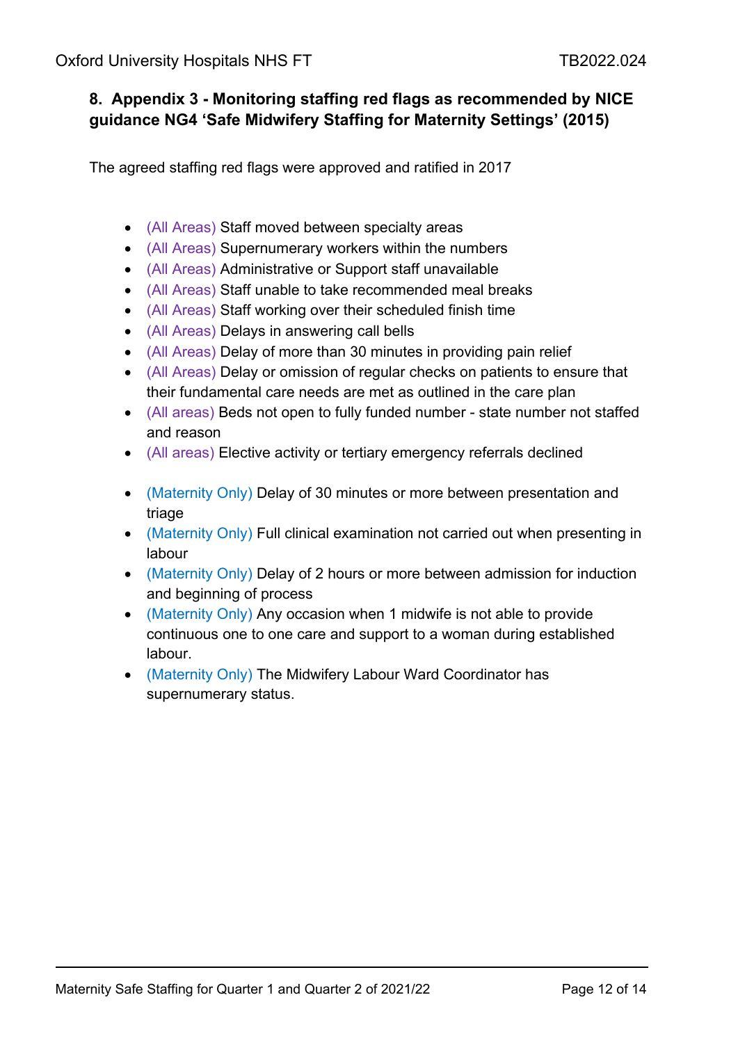## 8. Appendix 3 - Monitoring staffing red flags as recommended by NICE guidance NG4 'Safe Midwifery Staffing for Maternity Settings' (2015)

The agreed staffing red flags were approved and ratified in 2017

- (All Areas) Staff moved between specialty areas
- (All Areas) Supernumerary workers within the numbers
- (All Areas) Administrative or Support staff unavailable
- (All Areas) Staff unable to take recommended meal breaks
- (All Areas) Staff working over their scheduled finish time
- (All Areas) Delays in answering call bells
- (All Areas) Delay of more than 30 minutes in providing pain relief
- (All Areas) Delay or omission of regular checks on patients to ensure that their fundamental care needs are met as outlined in the care plan
- (All areas) Beds not open to fully funded number - state number not staffed and reason
- (All areas) Elective activity or tertiary emergency referrals declined

- (Maternity Only) Delay of 30 minutes or more between presentation and triage
- (Maternity Only) Full clinical examination not carried out when presenting in labour
- (Maternity Only) Delay of 2 hours or more between admission for induction and beginning of process
- (Maternity Only) Any occasion when 1 midwife is not able to provide continuous one to one care and support to a woman during established labour.
- (Maternity Only) The Midwifery Labour Ward Coordinator has supernumerary status.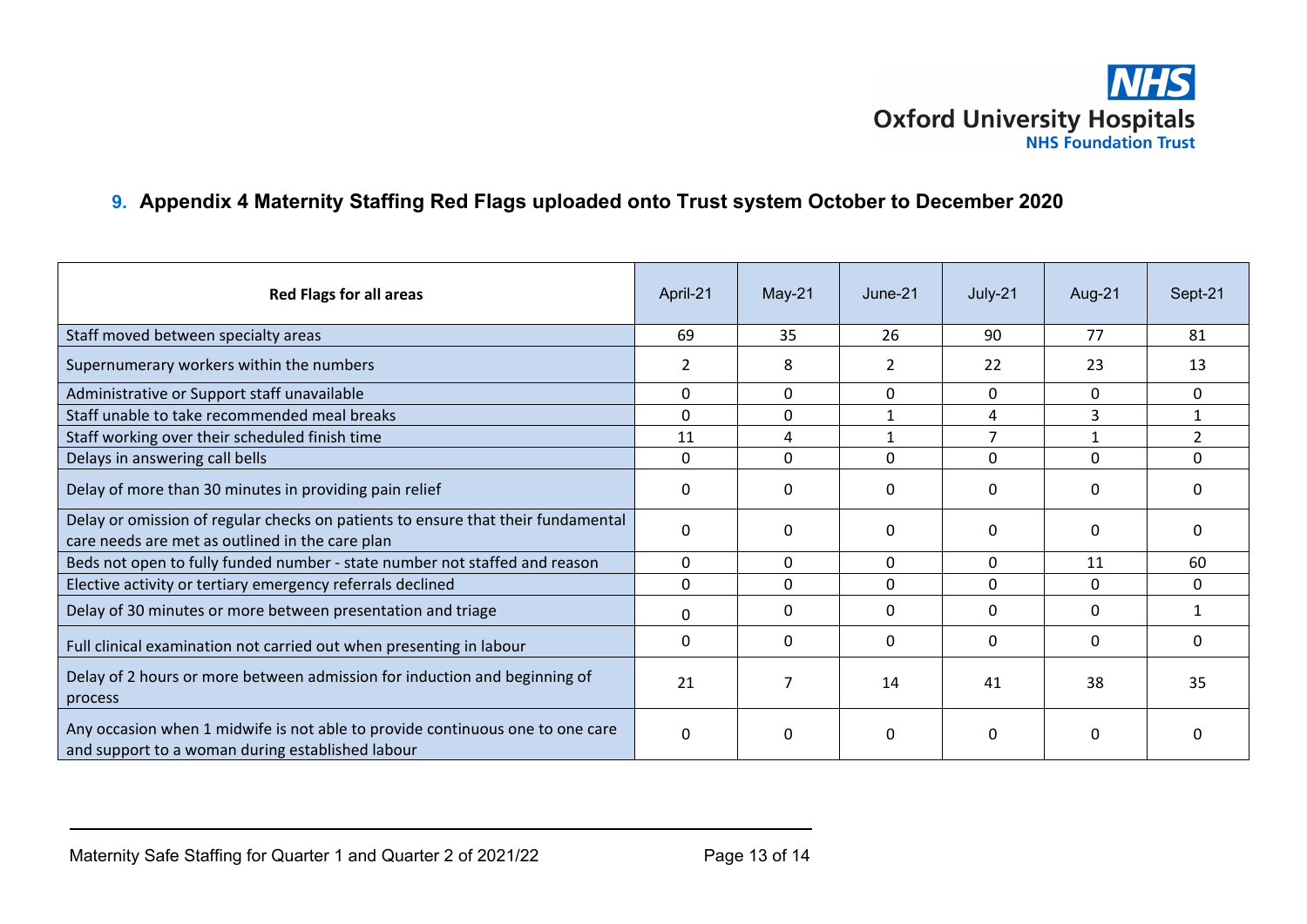## 9. Appendix 4 Maternity Staffing Red Flags uploaded onto Trust system October to December 2020

| Red Flags for all areas | April-21 | May-21 | June-21 | July-21 | Aug-21 | Sept-21 |
|---|---|---|---|---|---|---|
| Staff moved between specialty areas | 69 | 35 | 26 | 90 | 77 | 81 |
| Supernumerary workers within the numbers | 2 | 8 | 2 | 22 | 23 | 13 |
| Administrative or Support staff unavailable | 0 | 0 | 0 | 0 | 0 | 0 |
| Staff unable to take recommended meal breaks | 0 | 0 | 1 | 4 | 3 | 1 |
| Staff working over their scheduled finish time | 11 | 4 | 1 | 7 | 1 | 2 |
| Delays in answering call bells | 0 | 0 | 0 | 0 | 0 | 0 |
| Delay of more than 30 minutes in providing pain relief | 0 | 0 | 0 | 0 | 0 | 0 |
| Delay or omission of regular checks on patients to ensure that their fundamental care needs are met as outlined in the care plan | 0 | 0 | 0 | 0 | 0 | 0 |
| Beds not open to fully funded number - state number not staffed and reason | 0 | 0 | 0 | 0 | 11 | 60 |
| Elective activity or tertiary emergency referrals declined | 0 | 0 | 0 | 0 | 0 | 0 |
| Delay of 30 minutes or more between presentation and triage | 0 | 0 | 0 | 0 | 0 | 1 |
| Full clinical examination not carried out when presenting in labour | 0 | 0 | 0 | 0 | 0 | 0 |
| Delay of 2 hours or more between admission for induction and beginning of process | 21 | 7 | 14 | 41 | 38 | 35 |
| Any occasion when 1 midwife is not able to provide continuous one to one care and support to a woman during established labour | 0 | 0 | 0 | 0 | 0 | 0 |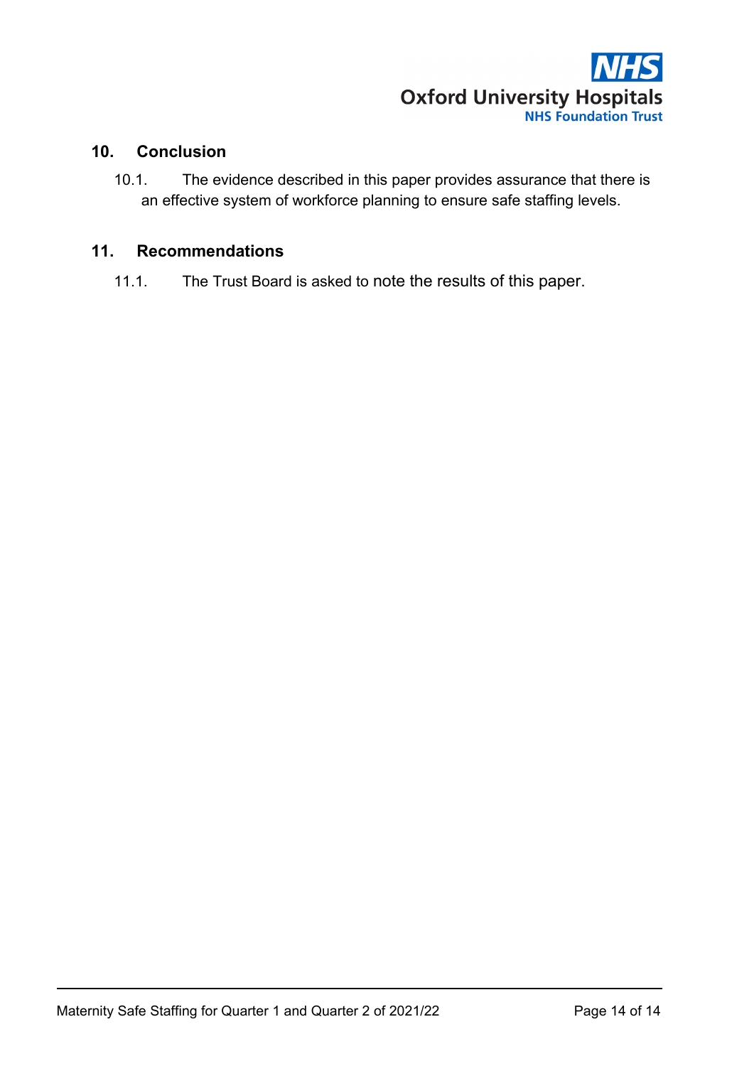## 10. Conclusion

10.1. The evidence described in this paper provides assurance that there is an effective system of workforce planning to ensure safe staffing levels.

## 11. Recommendations

11.1. The Trust Board is asked to note the results of this paper.